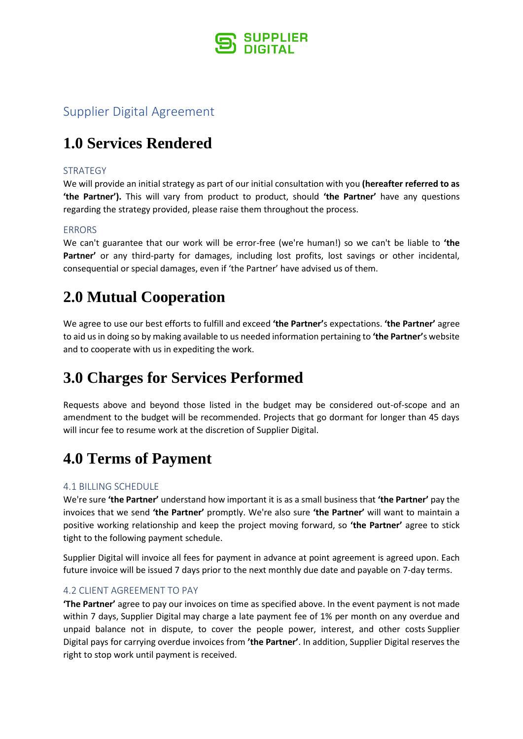SUPPLIER DIGITAL

## Supplier Digital Agreement

# 1.0 Services Rendered

### STRATEGY

We will provide an initial strategy as part of our initial consultation with you **(hereafter referred to as 'the Partner').** This will vary from product to product, should **'the Partner'** have any questions regarding the strategy provided, please raise them throughout the process.

### ERRORS

We can't guarantee that our work will be error-free (we're human!) so we can't be liable to **'the Partner'** or any third-party for damages, including lost profits, lost savings or other incidental, consequential or special damages, even if 'the Partner' have advised us of them.

# 2.0 Mutual Cooperation

We agree to use our best efforts to fulfill and exceed **'the Partner'**s expectations. **'the Partner'** agree to aid us in doing so by making available to us needed information pertaining to **'the Partner'**s website and to cooperate with us in expediting the work.

# 3.0 Charges for Services Performed

Requests above and beyond those listed in the budget may be considered out-of-scope and an amendment to the budget will be recommended. Projects that go dormant for longer than 45 days will incur fee to resume work at the discretion of Supplier Digital.

# 4.0 Terms of Payment

### 4.1 BILLING SCHEDULE

We're sure **'the Partner'** understand how important it is as a small business that **'the Partner'** pay the invoices that we send **'the Partner'** promptly. We're also sure **'the Partner'** will want to maintain a positive working relationship and keep the project moving forward, so **'the Partner'** agree to stick tight to the following payment schedule.

Supplier Digital will invoice all fees for payment in advance at point agreement is agreed upon. Each future invoice will be issued 7 days prior to the next monthly due date and payable on 7-day terms.

### 4.2 CLIENT AGREEMENT TO PAY

**'The Partner'** agree to pay our invoices on time as specified above. In the event payment is not made within 7 days, Supplier Digital may charge a late payment fee of 1% per month on any overdue and unpaid balance not in dispute, to cover the people power, interest, and other costs Supplier Digital pays for carrying overdue invoices from **'the Partner'**. In addition, Supplier Digital reserves the right to stop work until payment is received.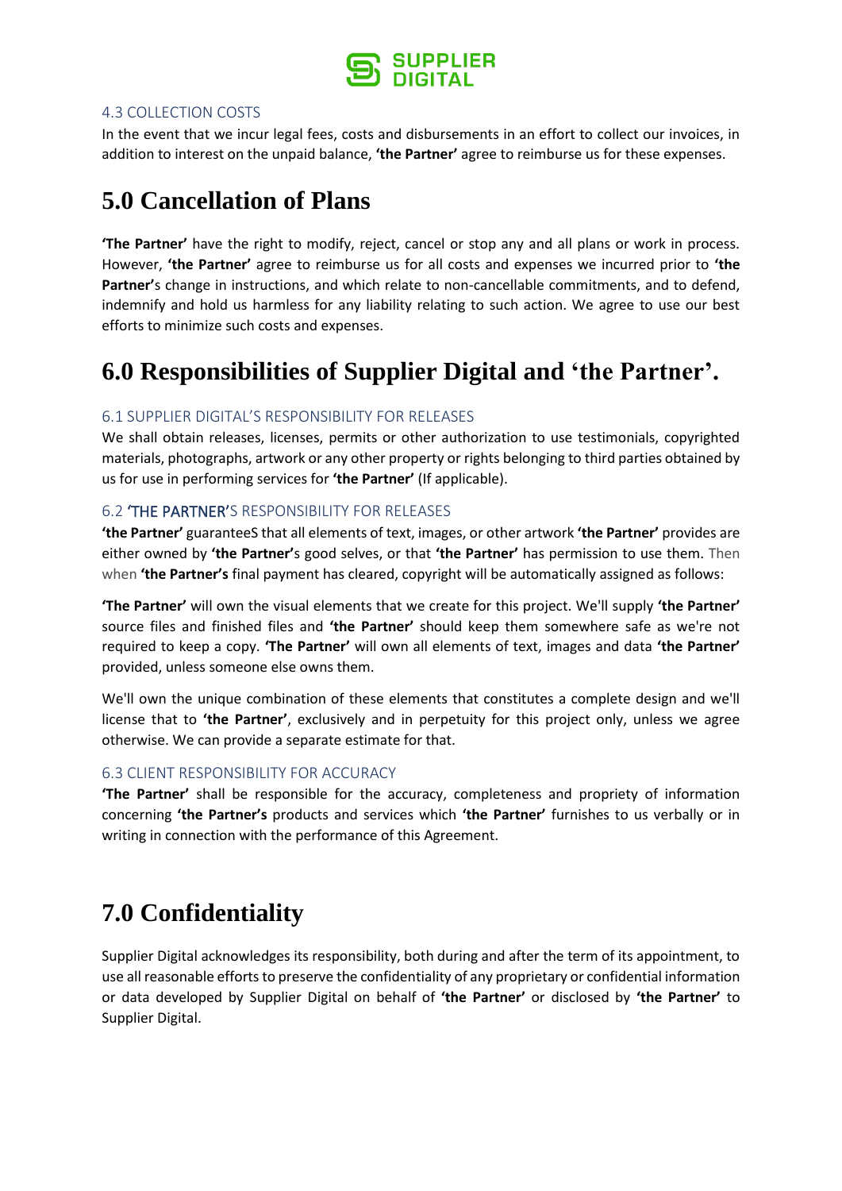### 4.3 COLLECTION COSTS

In the event that we incur legal fees, costs and disbursements in an effort to collect our invoices, in addition to interest on the unpaid balance, **'the Partner'** agree to reimburse us for these expenses.

# 5.0 Cancellation of Plans

**'The Partner'** have the right to modify, reject, cancel or stop any and all plans or work in process. However, **'the Partner'** agree to reimburse us for all costs and expenses we incurred prior to **'the Partner'**s change in instructions, and which relate to non-cancellable commitments, and to defend, indemnify and hold us harmless for any liability relating to such action. We agree to use our best efforts to minimize such costs and expenses.

# 6.0 Responsibilities of Supplier Digital and 'the Partner'.

### 6.1 SUPPLIER DIGITAL'S RESPONSIBILITY FOR RELEASES

We shall obtain releases, licenses, permits or other authorization to use testimonials, copyrighted materials, photographs, artwork or any other property or rights belonging to third parties obtained by us for use in performing services for **'the Partner'** (If applicable).

### 6.2 'THE PARTNER'S RESPONSIBILITY FOR RELEASES

**'the Partner'** guaranteeS that all elements of text, images, or other artwork **'the Partner'** provides are either owned by **'the Partner'**s good selves, or that **'the Partner'** has permission to use them. Then when **'the Partner's** final payment has cleared, copyright will be automatically assigned as follows:

**'The Partner'** will own the visual elements that we create for this project. We'll supply **'the Partner'** source files and finished files and **'the Partner'** should keep them somewhere safe as we're not required to keep a copy. **'The Partner'** will own all elements of text, images and data **'the Partner'** provided, unless someone else owns them.

We'll own the unique combination of these elements that constitutes a complete design and we'll license that to **'the Partner'**, exclusively and in perpetuity for this project only, unless we agree otherwise. We can provide a separate estimate for that.

### 6.3 CLIENT RESPONSIBILITY FOR ACCURACY

**'The Partner'** shall be responsible for the accuracy, completeness and propriety of information concerning **'the Partner's** products and services which **'the Partner'** furnishes to us verbally or in writing in connection with the performance of this Agreement.

# 7.0 Confidentiality

Supplier Digital acknowledges its responsibility, both during and after the term of its appointment, to use all reasonable efforts to preserve the confidentiality of any proprietary or confidential information or data developed by Supplier Digital on behalf of **'the Partner'** or disclosed by **'the Partner'** to Supplier Digital.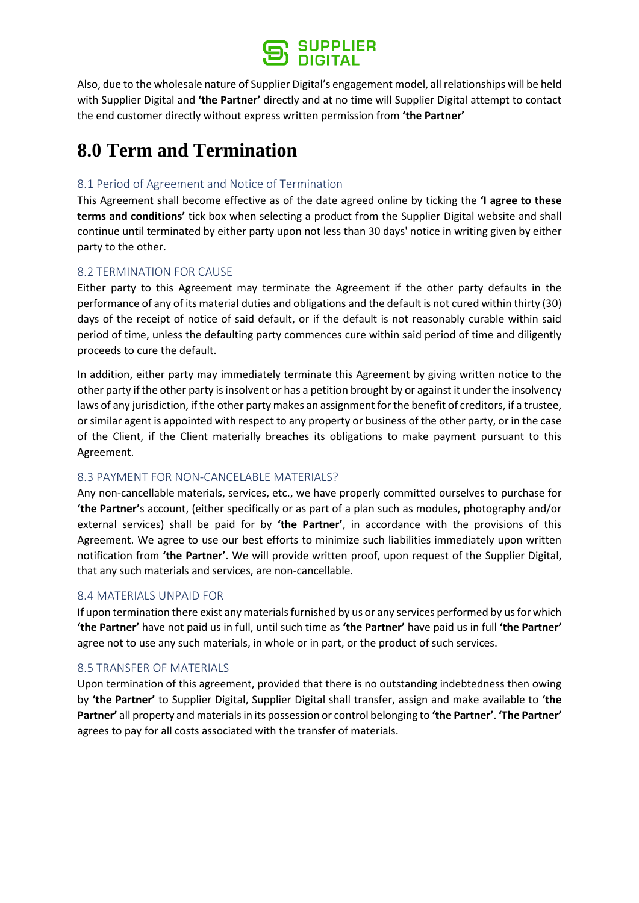Also, due to the wholesale nature of Supplier Digital's engagement model, all relationships will be held with Supplier Digital and **'the Partner'** directly and at no time will Supplier Digital attempt to contact the end customer directly without express written permission from **'the Partner'**

# 8.0 Term and Termination

### 8.1 Period of Agreement and Notice of Termination

This Agreement shall become effective as of the date agreed online by ticking the **'I agree to these terms and conditions'** tick box when selecting a product from the Supplier Digital website and shall continue until terminated by either party upon not less than 30 days' notice in writing given by either party to the other.

### 8.2 TERMINATION FOR CAUSE

Either party to this Agreement may terminate the Agreement if the other party defaults in the performance of any of its material duties and obligations and the default is not cured within thirty (30) days of the receipt of notice of said default, or if the default is not reasonably curable within said period of time, unless the defaulting party commences cure within said period of time and diligently proceeds to cure the default.

In addition, either party may immediately terminate this Agreement by giving written notice to the other party if the other party is insolvent or has a petition brought by or against it under the insolvency laws of any jurisdiction, if the other party makes an assignment for the benefit of creditors, if a trustee, or similar agent is appointed with respect to any property or business of the other party, or in the case of the Client, if the Client materially breaches its obligations to make payment pursuant to this Agreement.

### 8.3 PAYMENT FOR NON-CANCELABLE MATERIALS?

Any non-cancellable materials, services, etc., we have properly committed ourselves to purchase for **'the Partner'**s account, (either specifically or as part of a plan such as modules, photography and/or external services) shall be paid for by **'the Partner'**, in accordance with the provisions of this Agreement. We agree to use our best efforts to minimize such liabilities immediately upon written notification from **'the Partner'**. We will provide written proof, upon request of the Supplier Digital, that any such materials and services, are non-cancellable.

### 8.4 MATERIALS UNPAID FOR

If upon termination there exist any materials furnished by us or any services performed by us for which **'the Partner'** have not paid us in full, until such time as **'the Partner'** have paid us in full **'the Partner'** agree not to use any such materials, in whole or in part, or the product of such services.

### 8.5 TRANSFER OF MATERIALS

Upon termination of this agreement, provided that there is no outstanding indebtedness then owing by **'the Partner'** to Supplier Digital, Supplier Digital shall transfer, assign and make available to **'the Partner'** all property and materials in its possession or control belonging to **'the Partner'**. **'The Partner'** agrees to pay for all costs associated with the transfer of materials.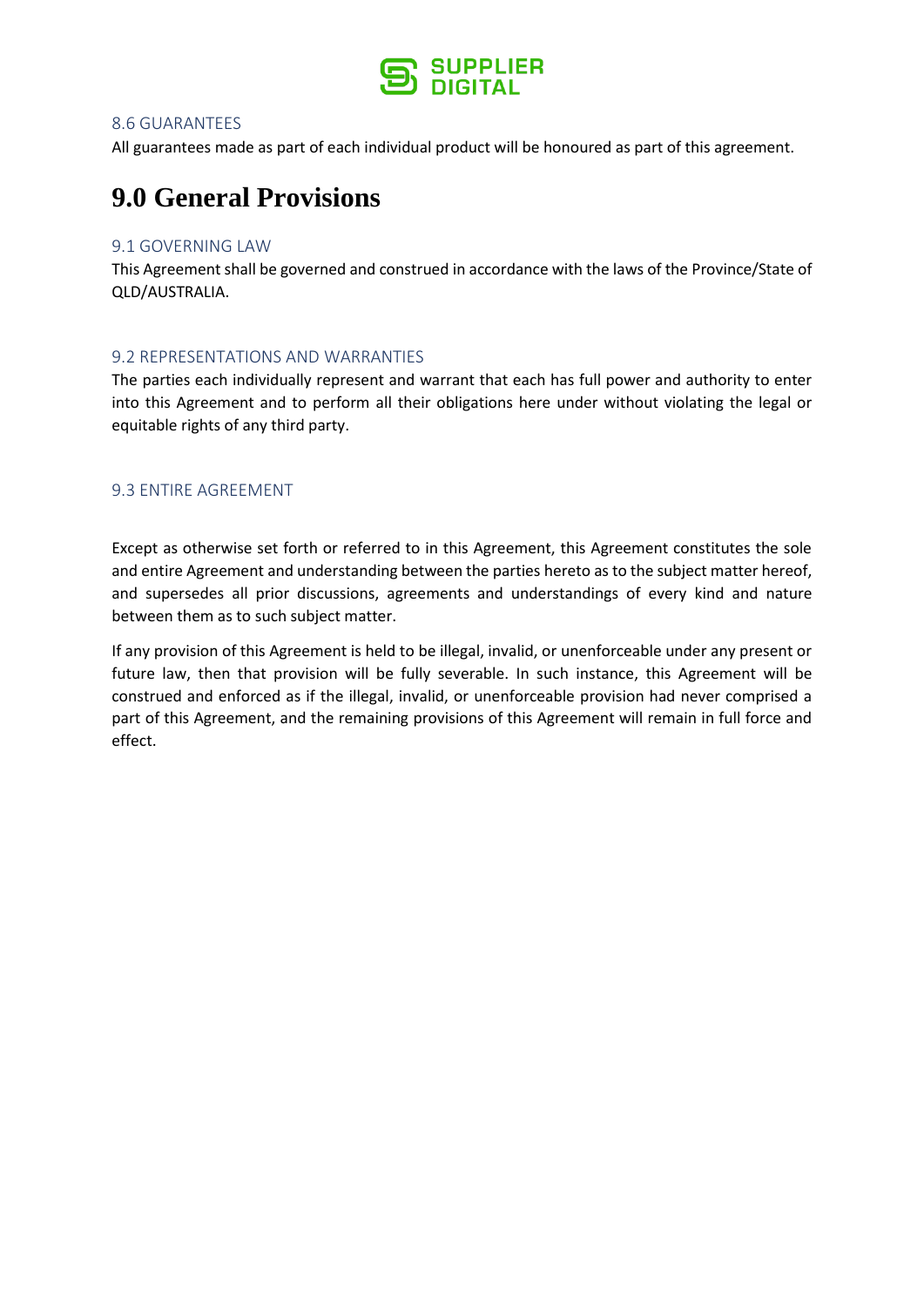### 8.6 GUARANTEES

All guarantees made as part of each individual product will be honoured as part of this agreement.

# 9.0 General Provisions

### 9.1 GOVERNING LAW

This Agreement shall be governed and construed in accordance with the laws of the Province/State of QLD/AUSTRALIA.

### 9.2 REPRESENTATIONS AND WARRANTIES

The parties each individually represent and warrant that each has full power and authority to enter into this Agreement and to perform all their obligations here under without violating the legal or equitable rights of any third party.

### 9.3 ENTIRE AGREEMENT

Except as otherwise set forth or referred to in this Agreement, this Agreement constitutes the sole and entire Agreement and understanding between the parties hereto as to the subject matter hereof, and supersedes all prior discussions, agreements and understandings of every kind and nature between them as to such subject matter.

If any provision of this Agreement is held to be illegal, invalid, or unenforceable under any present or future law, then that provision will be fully severable. In such instance, this Agreement will be construed and enforced as if the illegal, invalid, or unenforceable provision had never comprised a part of this Agreement, and the remaining provisions of this Agreement will remain in full force and effect.